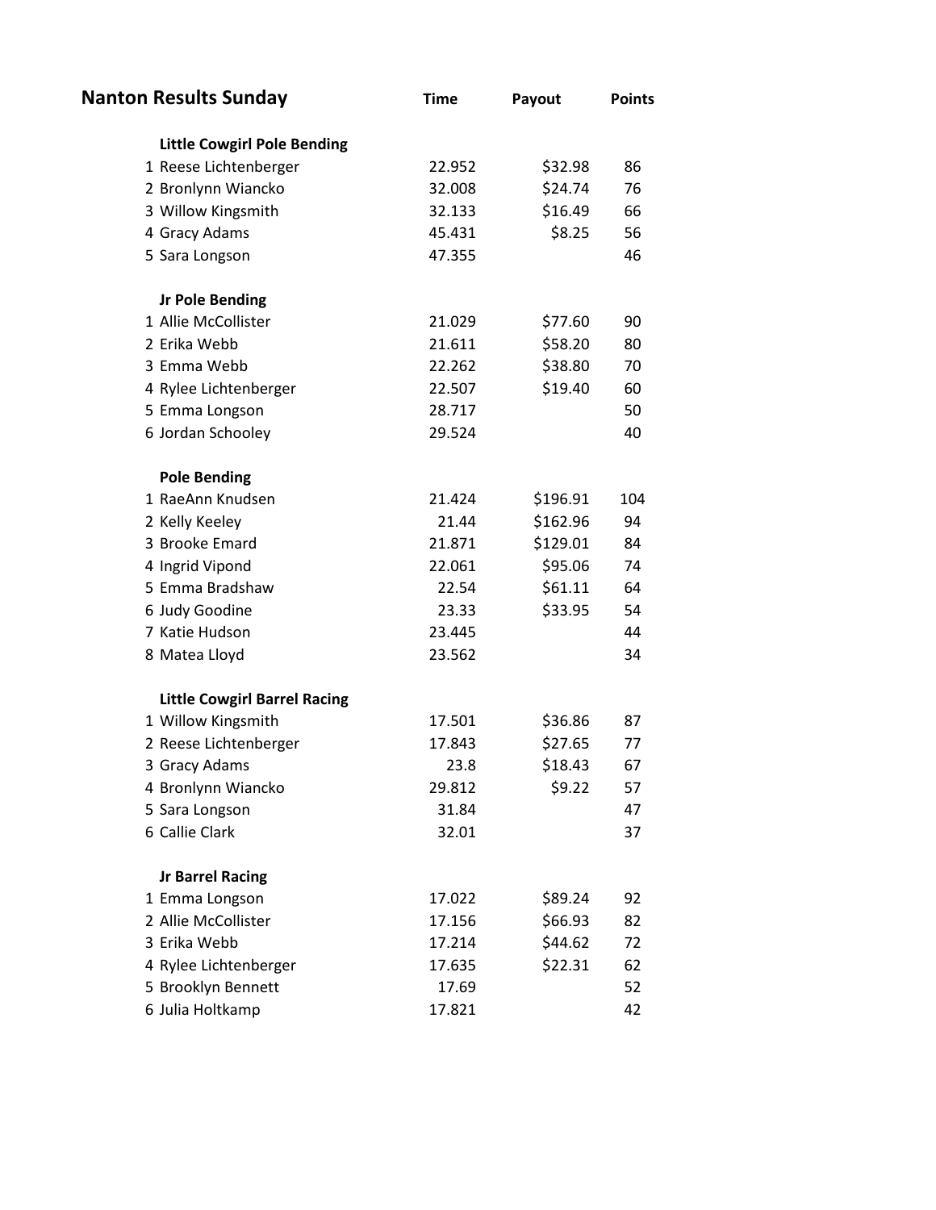# Nanton Results Sunday

| | | Time | Payout | Points |
|---|---|---|---|---|
| | **Little Cowgirl Pole Bending** | | | |
| 1 | Reese Lichtenberger | 22.952 | $32.98 | 86 |
| 2 | Bronlynn Wiancko | 32.008 | $24.74 | 76 |
| 3 | Willow Kingsmith | 32.133 | $16.49 | 66 |
| 4 | Gracy Adams | 45.431 | $8.25 | 56 |
| 5 | Sara Longson | 47.355 | | 46 |
| | **Jr Pole Bending** | | | |
| 1 | Allie McCollister | 21.029 | $77.60 | 90 |
| 2 | Erika Webb | 21.611 | $58.20 | 80 |
| 3 | Emma Webb | 22.262 | $38.80 | 70 |
| 4 | Rylee Lichtenberger | 22.507 | $19.40 | 60 |
| 5 | Emma Longson | 28.717 | | 50 |
| 6 | Jordan Schooley | 29.524 | | 40 |
| | **Pole Bending** | | | |
| 1 | RaeAnn Knudsen | 21.424 | $196.91 | 104 |
| 2 | Kelly Keeley | 21.44 | $162.96 | 94 |
| 3 | Brooke Emard | 21.871 | $129.01 | 84 |
| 4 | Ingrid Vipond | 22.061 | $95.06 | 74 |
| 5 | Emma Bradshaw | 22.54 | $61.11 | 64 |
| 6 | Judy Goodine | 23.33 | $33.95 | 54 |
| 7 | Katie Hudson | 23.445 | | 44 |
| 8 | Matea Lloyd | 23.562 | | 34 |
| | **Little Cowgirl Barrel Racing** | | | |
| 1 | Willow Kingsmith | 17.501 | $36.86 | 87 |
| 2 | Reese Lichtenberger | 17.843 | $27.65 | 77 |
| 3 | Gracy Adams | 23.8 | $18.43 | 67 |
| 4 | Bronlynn Wiancko | 29.812 | $9.22 | 57 |
| 5 | Sara Longson | 31.84 | | 47 |
| 6 | Callie Clark | 32.01 | | 37 |
| | **Jr Barrel Racing** | | | |
| 1 | Emma Longson | 17.022 | $89.24 | 92 |
| 2 | Allie McCollister | 17.156 | $66.93 | 82 |
| 3 | Erika Webb | 17.214 | $44.62 | 72 |
| 4 | Rylee Lichtenberger | 17.635 | $22.31 | 62 |
| 5 | Brooklyn Bennett | 17.69 | | 52 |
| 6 | Julia Holtkamp | 17.821 | | 42 |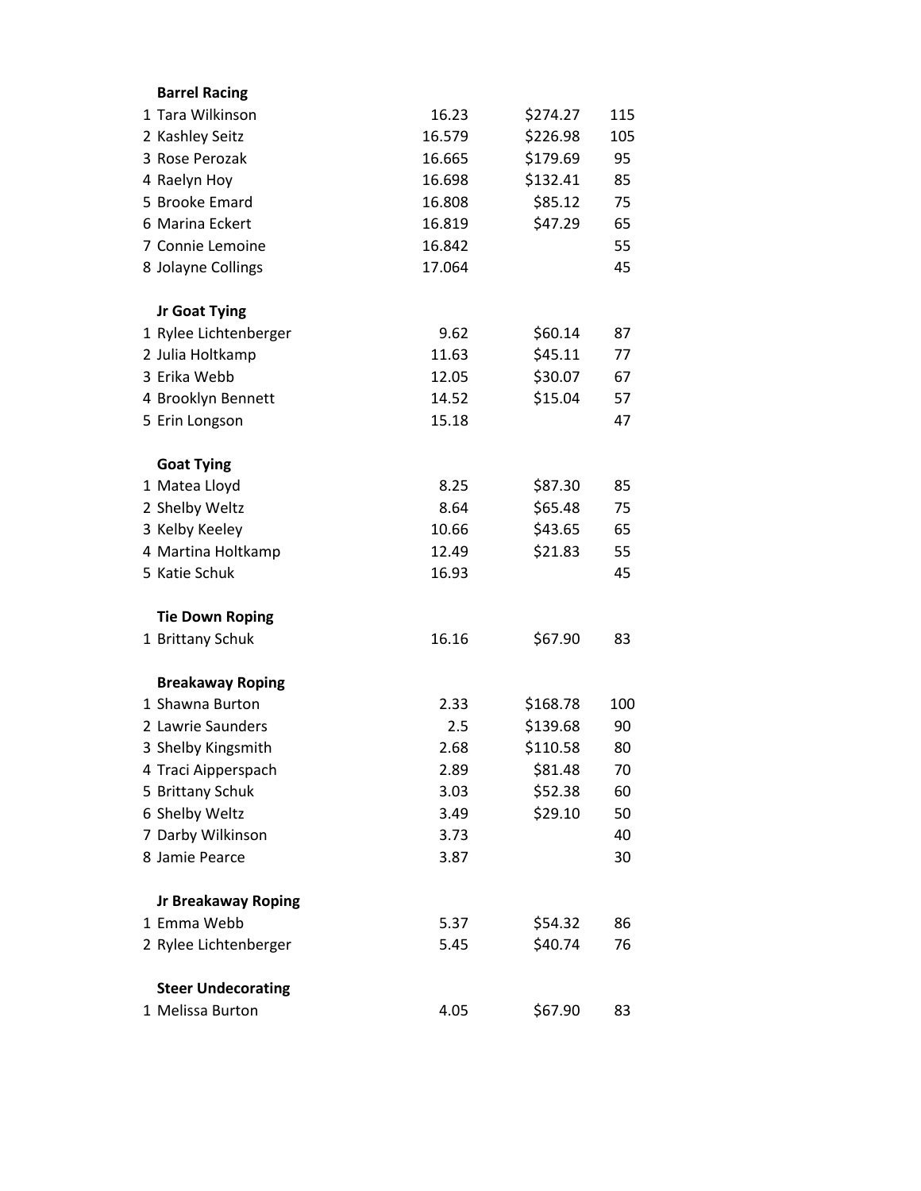**Barrel Racing**

| | Name | Time | Payout | Points |
|---|---|---|---|---|
| 1 | Tara Wilkinson | 16.23 | $274.27 | 115 |
| 2 | Kashley Seitz | 16.579 | $226.98 | 105 |
| 3 | Rose Perozak | 16.665 | $179.69 | 95 |
| 4 | Raelyn Hoy | 16.698 | $132.41 | 85 |
| 5 | Brooke Emard | 16.808 | $85.12 | 75 |
| 6 | Marina Eckert | 16.819 | $47.29 | 65 |
| 7 | Connie Lemoine | 16.842 | | 55 |
| 8 | Jolayne Collings | 17.064 | | 45 |

**Jr Goat Tying**

| | Name | Time | Payout | Points |
|---|---|---|---|---|
| 1 | Rylee Lichtenberger | 9.62 | $60.14 | 87 |
| 2 | Julia Holtkamp | 11.63 | $45.11 | 77 |
| 3 | Erika Webb | 12.05 | $30.07 | 67 |
| 4 | Brooklyn Bennett | 14.52 | $15.04 | 57 |
| 5 | Erin Longson | 15.18 | | 47 |

**Goat Tying**

| | Name | Time | Payout | Points |
|---|---|---|---|---|
| 1 | Matea Lloyd | 8.25 | $87.30 | 85 |
| 2 | Shelby Weltz | 8.64 | $65.48 | 75 |
| 3 | Kelby Keeley | 10.66 | $43.65 | 65 |
| 4 | Martina Holtkamp | 12.49 | $21.83 | 55 |
| 5 | Katie Schuk | 16.93 | | 45 |

**Tie Down Roping**

| | Name | Time | Payout | Points |
|---|---|---|---|---|
| 1 | Brittany Schuk | 16.16 | $67.90 | 83 |

**Breakaway Roping**

| | Name | Time | Payout | Points |
|---|---|---|---|---|
| 1 | Shawna Burton | 2.33 | $168.78 | 100 |
| 2 | Lawrie Saunders | 2.5 | $139.68 | 90 |
| 3 | Shelby Kingsmith | 2.68 | $110.58 | 80 |
| 4 | Traci Aipperspach | 2.89 | $81.48 | 70 |
| 5 | Brittany Schuk | 3.03 | $52.38 | 60 |
| 6 | Shelby Weltz | 3.49 | $29.10 | 50 |
| 7 | Darby Wilkinson | 3.73 | | 40 |
| 8 | Jamie Pearce | 3.87 | | 30 |

**Jr Breakaway Roping**

| | Name | Time | Payout | Points |
|---|---|---|---|---|
| 1 | Emma Webb | 5.37 | $54.32 | 86 |
| 2 | Rylee Lichtenberger | 5.45 | $40.74 | 76 |

**Steer Undecorating**

| | Name | Time | Payout | Points |
|---|---|---|---|---|
| 1 | Melissa Burton | 4.05 | $67.90 | 83 |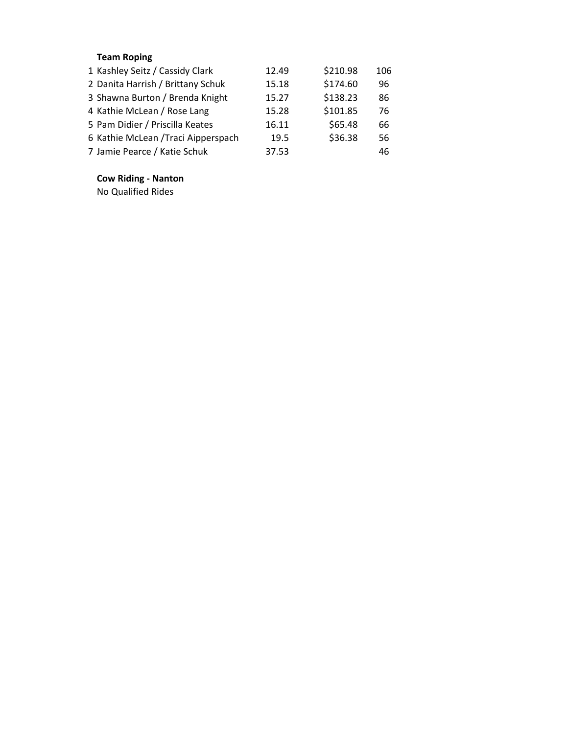**Team Roping**

| | | | | |
|---|---|---|---|---|
| 1 | Kashley Seitz / Cassidy Clark | 12.49 | $210.98 | 106 |
| 2 | Danita Harrish / Brittany Schuk | 15.18 | $174.60 | 96 |
| 3 | Shawna Burton / Brenda Knight | 15.27 | $138.23 | 86 |
| 4 | Kathie McLean / Rose Lang | 15.28 | $101.85 | 76 |
| 5 | Pam Didier / Priscilla Keates | 16.11 | $65.48 | 66 |
| 6 | Kathie McLean /Traci Aipperspach | 19.5 | $36.38 | 56 |
| 7 | Jamie Pearce / Katie Schuk | 37.53 | | 46 |

**Cow Riding - Nanton**

No Qualified Rides